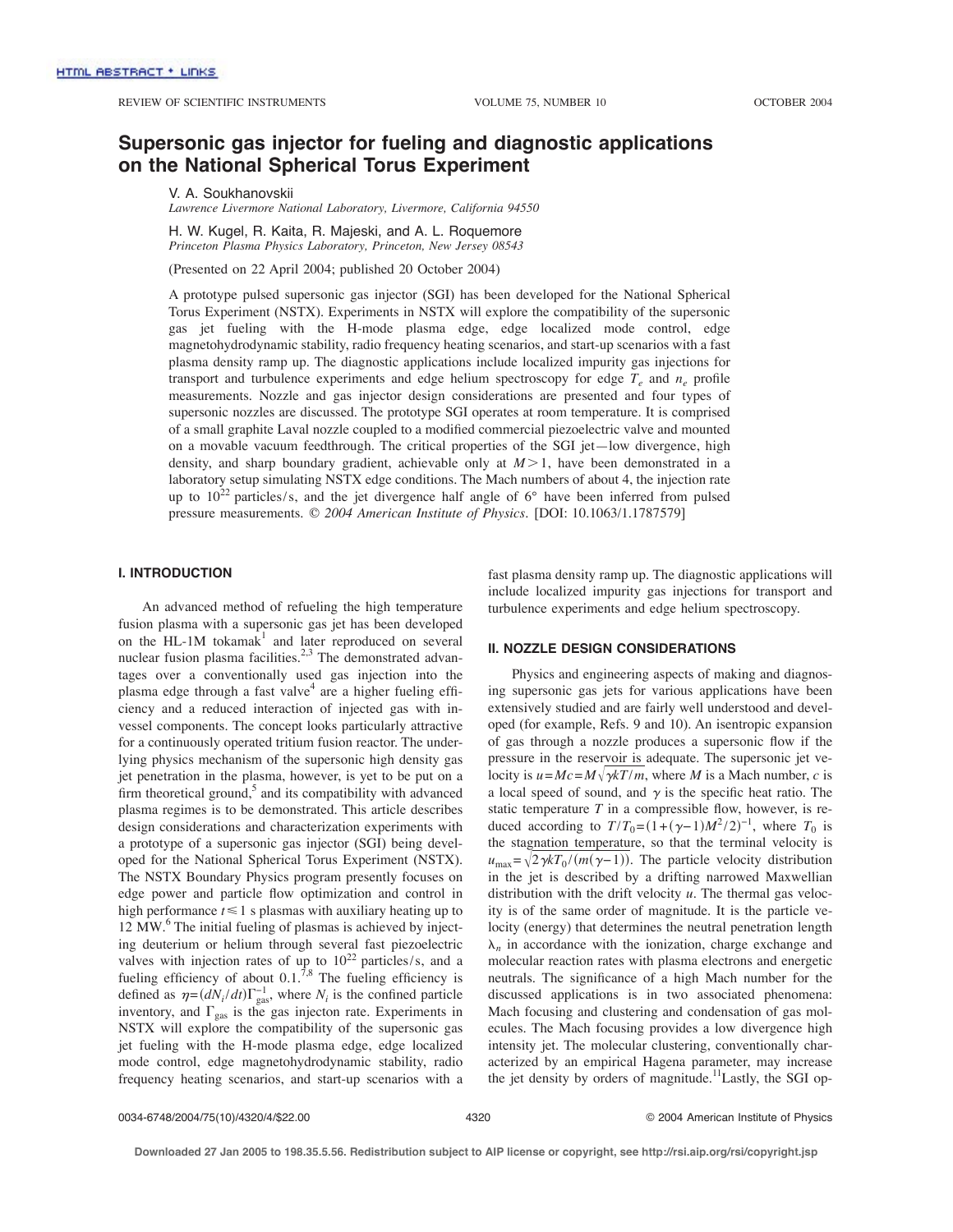# Supersonic gas injector for fueling and diagnostic applications on the National Spherical Torus Experiment

V. A. Soukhanovskii

*Lawrence Livermore National Laboratory, Livermore, California 94550*

H. W. Kugel, R. Kaita, R. Majeski, and A. L. Roquemore

*Princeton Plasma Physics Laboratory, Princeton, New Jersey 08543*

(Presented on 22 April 2004; published 20 October 2004)

A prototype pulsed supersonic gas injector (SGI) has been developed for the National Spherical Torus Experiment (NSTX). Experiments in NSTX will explore the compatibility of the supersonic gas jet fueling with the H-mode plasma edge, edge localized mode control, edge magnetohydrodynamic stability, radio frequency heating scenarios, and start-up scenarios with a fast plasma density ramp up. The diagnostic applications include localized impurity gas injections for transport and turbulence experiments and edge helium spectroscopy for edge $T_e$ and $n_e$ profile measurements. Nozzle and gas injector design considerations are presented and four types of supersonic nozzles are discussed. The prototype SGI operates at room temperature. It is comprised of a small graphite Laval nozzle coupled to a modified commercial piezoelectric valve and mounted on a movable vacuum feedthrough. The critical properties of the SGI jet—low divergence, high density, and sharp boundary gradient, achievable only at $M>1$, have been demonstrated in a laboratory setup simulating NSTX edge conditions. The Mach numbers of about 4, the injection rate up to $10^{22}$ particles/s, and the jet divergence half angle of 6° have been inferred from pulsed pressure measurements. © *2004 American Institute of Physics*. [DOI: 10.1063/1.1787579]

## I. INTRODUCTION

An advanced method of refueling the high temperature fusion plasma with a supersonic gas jet has been developed on the HL-1M tokamak[1] and later reproduced on several nuclear fusion plasma facilities.[2,3] The demonstrated advantages over a conventionally used gas injection into the plasma edge through a fast valve[4] are a higher fueling efficiency and a reduced interaction of injected gas with in-vessel components. The concept looks particularly attractive for a continuously operated tritium fusion reactor. The underlying physics mechanism of the supersonic high density gas jet penetration in the plasma, however, is yet to be put on a firm theoretical ground,[5] and its compatibility with advanced plasma regimes is to be demonstrated. This article describes design considerations and characterization experiments with a prototype of a supersonic gas injector (SGI) being developed for the National Spherical Torus Experiment (NSTX). The NSTX Boundary Physics program presently focuses on edge power and particle flow optimization and control in high performance $t \leqslant 1$ s plasmas with auxiliary heating up to 12 MW.[6] The initial fueling of plasmas is achieved by injecting deuterium or helium through several fast piezoelectric valves with injection rates of up to $10^{22}$ particles/s, and a fueling efficiency of about 0.1.[7,8] The fueling efficiency is defined as $\eta=(dN_i/dt)\Gamma_{\text{gas}}^{-1}$, where $N_i$ is the confined particle inventory, and $\Gamma_{\text{gas}}$ is the gas injecton rate. Experiments in NSTX will explore the compatibility of the supersonic gas jet fueling with the H-mode plasma edge, edge localized mode control, edge magnetohydrodynamic stability, radio frequency heating scenarios, and start-up scenarios with a fast plasma density ramp up. The diagnostic applications will include localized impurity gas injections for transport and turbulence experiments and edge helium spectroscopy.

## II. NOZZLE DESIGN CONSIDERATIONS

Physics and engineering aspects of making and diagnosing supersonic gas jets for various applications have been extensively studied and are fairly well understood and developed (for example, Refs. 9 and 10). An isentropic expansion of gas through a nozzle produces a supersonic flow if the pressure in the reservoir is adequate. The supersonic jet velocity is $u=Mc=M\sqrt{\gamma kT/m}$, where $M$ is a Mach number, $c$ is a local speed of sound, and $\gamma$ is the specific heat ratio. The static temperature $T$ in a compressible flow, however, is reduced according to $T/T_0=(1+(\gamma-1)M^2/2)^{-1}$, where $T_0$ is the stagnation temperature, so that the terminal velocity is $u_{\max}=\sqrt{2\gamma kT_0/(m(\gamma-1))}$. The particle velocity distribution in the jet is described by a drifting narrowed Maxwellian distribution with the drift velocity $u$. The thermal gas velocity is of the same order of magnitude. It is the particle velocity (energy) that determines the neutral penetration length $\lambda_n$ in accordance with the ionization, charge exchange and molecular reaction rates with plasma electrons and energetic neutrals. The significance of a high Mach number for the discussed applications is in two associated phenomena: Mach focusing and clustering and condensation of gas molecules. The Mach focusing provides a low divergence high intensity jet. The molecular clustering, conventionally characterized by an empirical Hagena parameter, may increase the jet density by orders of magnitude.[11] Lastly, the SGI op-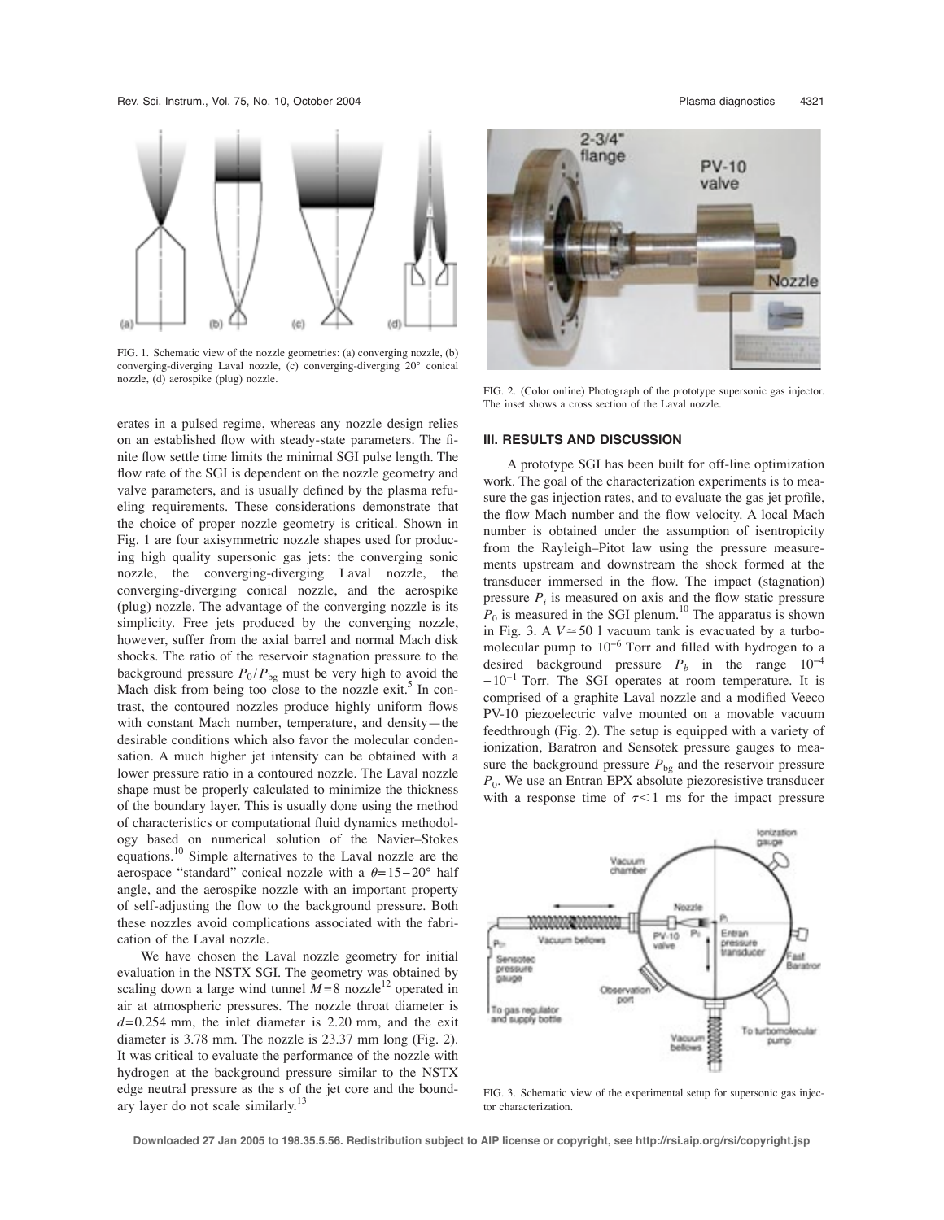FIG. 1. Schematic view of the nozzle geometries: (a) converging nozzle, (b) converging-diverging Laval nozzle, (c) converging-diverging 20° conical nozzle, (d) aerospike (plug) nozzle.

erates in a pulsed regime, whereas any nozzle design relies on an established flow with steady-state parameters. The finite flow settle time limits the minimal SGI pulse length. The flow rate of the SGI is dependent on the nozzle geometry and valve parameters, and is usually defined by the plasma refueling requirements. These considerations demonstrate that the choice of proper nozzle geometry is critical. Shown in Fig. 1 are four axisymmetric nozzle shapes used for producing high quality supersonic gas jets: the converging sonic nozzle, the converging-diverging Laval nozzle, the converging-diverging conical nozzle, and the aerospike (plug) nozzle. The advantage of the converging nozzle is its simplicity. Free jets produced by the converging nozzle, however, suffer from the axial barrel and normal Mach disk shocks. The ratio of the reservoir stagnation pressure to the background pressure $P_0/P_{bg}$ must be very high to avoid the Mach disk from being too close to the nozzle exit.[5] In contrast, the contoured nozzles produce highly uniform flows with constant Mach number, temperature, and density—the desirable conditions which also favor the molecular condensation. A much higher jet intensity can be obtained with a lower pressure ratio in a contoured nozzle. The Laval nozzle shape must be properly calculated to minimize the thickness of the boundary layer. This is usually done using the method of characteristics or computational fluid dynamics methodology based on numerical solution of the Navier–Stokes equations.[10] Simple alternatives to the Laval nozzle are the aerospace "standard" conical nozzle with a $\theta = 15-20°$ half angle, and the aerospike nozzle with an important property of self-adjusting the flow to the background pressure. Both these nozzles avoid complications associated with the fabrication of the Laval nozzle.

We have chosen the Laval nozzle geometry for initial evaluation in the NSTX SGI. The geometry was obtained by scaling down a large wind tunnel $M=8$ nozzle[12] operated in air at atmospheric pressures. The nozzle throat diameter is $d=0.254$ mm, the inlet diameter is 2.20 mm, and the exit diameter is 3.78 mm. The nozzle is 23.37 mm long (Fig. 2). It was critical to evaluate the performance of the nozzle with hydrogen at the background pressure similar to the NSTX edge neutral pressure as the s of the jet core and the boundary layer do not scale similarly.[13]

FIG. 2. (Color online) Photograph of the prototype supersonic gas injector. The inset shows a cross section of the Laval nozzle.

## III. RESULTS AND DISCUSSION

A prototype SGI has been built for off-line optimization work. The goal of the characterization experiments is to measure the gas injection rates, and to evaluate the gas jet profile, the flow Mach number and the flow velocity. A local Mach number is obtained under the assumption of isentropicity from the Rayleigh–Pitot law using the pressure measurements upstream and downstream the shock formed at the transducer immersed in the flow. The impact (stagnation) pressure $P_i$ is measured on axis and the flow static pressure $P_0$ is measured in the SGI plenum.[10] The apparatus is shown in Fig. 3. A $V \simeq 50$ l vacuum tank is evacuated by a turbomolecular pump to $10^{-6}$ Torr and filled with hydrogen to a desired background pressure $P_b$ in the range $10^{-4}-10^{-1}$ Torr. The SGI operates at room temperature. It is comprised of a graphite Laval nozzle and a modified Veeco PV-10 piezoelectric valve mounted on a movable vacuum feedthrough (Fig. 2). The setup is equipped with a variety of ionization, Baratron and Sensotek pressure gauges to measure the background pressure $P_{bg}$ and the reservoir pressure $P_0$. We use an Entran EPX absolute piezoresistive transducer with a response time of $\tau < 1$ ms for the impact pressure

FIG. 3. Schematic view of the experimental setup for supersonic gas injector characterization.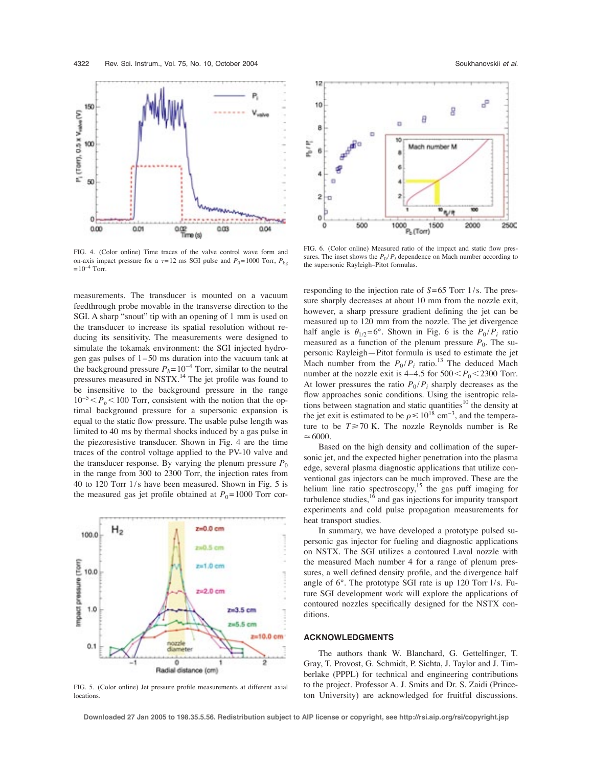FIG. 4. (Color online) Time traces of the valve control wave form and on-axis impact pressure for a $\tau$=12 ms SGI pulse and $P_0$=1000 Torr, $P_{bg}$ =$10^{-4}$ Torr.

FIG. 6. (Color online) Measured ratio of the impact and static flow pressures. The inset shows the $P_0/P_i$ dependence on Mach number according to the supersonic Rayleigh–Pitot formulas.

measurements. The transducer is mounted on a vacuum feedthrough probe movable in the transverse direction to the SGI. A sharp "snout" tip with an opening of 1 mm is used on the transducer to increase its spatial resolution without reducing its sensitivity. The measurements were designed to simulate the tokamak environment: the SGI injected hydrogen gas pulses of 1–50 ms duration into the vacuum tank at the background pressure $P_b=10^{-4}$ Torr, similar to the neutral pressures measured in NSTX.[14] The jet profile was found to be insensitive to the background pressure in the range $10^{-5} < P_b < 100$ Torr, consistent with the notion that the optimal background pressure for a supersonic expansion is equal to the static flow pressure. The usable pulse length was limited to 40 ms by thermal shocks induced by a gas pulse in the piezoresistive transducer. Shown in Fig. 4 are the time traces of the control voltage applied to the PV-10 valve and the transducer response. By varying the plenum pressure $P_0$ in the range from 300 to 2300 Torr, the injection rates from 40 to 120 Torr l/s have been measured. Shown in Fig. 5 is the measured gas jet profile obtained at $P_0$=1000 Torr corresponding to the injection rate of $S$=65 Torr l/s. The pressure sharply decreases at about 10 mm from the nozzle exit, however, a sharp pressure gradient defining the jet can be measured up to 120 mm from the nozzle. The jet divergence half angle is $\theta_{1/2}=6°$. Shown in Fig. 6 is the $P_0/P_i$ ratio measured as a function of the plenum pressure $P_0$. The supersonic Rayleigh—Pitot formula is used to estimate the jet Mach number from the $P_0/P_i$ ratio.[13] The deduced Mach number at the nozzle exit is 4–4.5 for $500 < P_0 < 2300$ Torr. At lower pressures the ratio $P_0/P_i$ sharply decreases as the flow approaches sonic conditions. Using the isentropic relations between stagnation and static quantities[10] the density at the jet exit is estimated to be $\rho \leq 10^{18}$ cm$^{-3}$, and the temperature to be $T \geq 70$ K. The nozzle Reynolds number is Re $\simeq 6000$.

FIG. 5. (Color online) Jet pressure profile measurements at different axial locations.

Based on the high density and collimation of the supersonic jet, and the expected higher penetration into the plasma edge, several plasma diagnostic applications that utilize conventional gas injectors can be much improved. These are the helium line ratio spectroscopy,[15] the gas puff imaging for turbulence studies,[16] and gas injections for impurity transport experiments and cold pulse propagation measurements for heat transport studies.

In summary, we have developed a prototype pulsed supersonic gas injector for fueling and diagnostic applications on NSTX. The SGI utilizes a contoured Laval nozzle with the measured Mach number 4 for a range of plenum pressures, a well defined density profile, and the divergence half angle of 6°. The prototype SGI rate is up 120 Torr l/s. Future SGI development work will explore the applications of contoured nozzles specifically designed for the NSTX conditions.

## ACKNOWLEDGMENTS

The authors thank W. Blanchard, G. Gettelfinger, T. Gray, T. Provost, G. Schmidt, P. Sichta, J. Taylor and J. Timberlake (PPPL) for technical and engineering contributions to the project. Professor A. J. Smits and Dr. S. Zaidi (Princeton University) are acknowledged for fruitful discussions.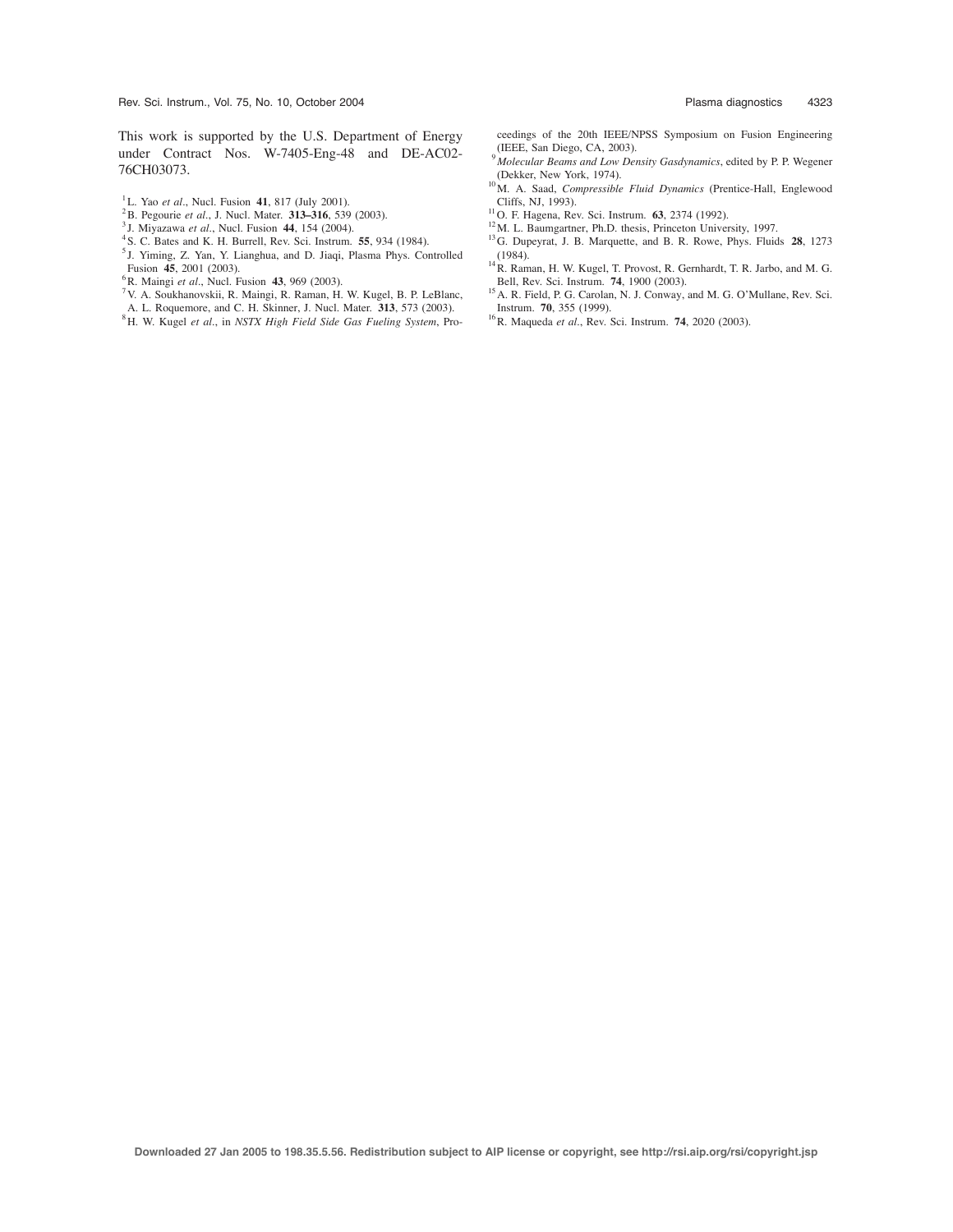This work is supported by the U.S. Department of Energy under Contract Nos. W-7405-Eng-48 and DE-AC02-76CH03073.

[1] L. Yao *et al.*, Nucl. Fusion **41**, 817 (July 2001).
[2] B. Pegourie *et al.*, J. Nucl. Mater. **313–316**, 539 (2003).
[3] J. Miyazawa *et al.*, Nucl. Fusion **44**, 154 (2004).
[4] S. C. Bates and K. H. Burrell, Rev. Sci. Instrum. **55**, 934 (1984).
[5] J. Yiming, Z. Yan, Y. Lianghua, and D. Jiaqi, Plasma Phys. Controlled Fusion **45**, 2001 (2003).
[6] R. Maingi *et al.*, Nucl. Fusion **43**, 969 (2003).
[7] V. A. Soukhanovskii, R. Maingi, R. Raman, H. W. Kugel, B. P. LeBlanc, A. L. Roquemore, and C. H. Skinner, J. Nucl. Mater. **313**, 573 (2003).
[8] H. W. Kugel *et al.*, in *NSTX High Field Side Gas Fueling System*, Proceedings of the 20th IEEE/NPSS Symposium on Fusion Engineering (IEEE, San Diego, CA, 2003).
[9] *Molecular Beams and Low Density Gasdynamics*, edited by P. P. Wegener (Dekker, New York, 1974).
[10] M. A. Saad, *Compressible Fluid Dynamics* (Prentice-Hall, Englewood Cliffs, NJ, 1993).
[11] O. F. Hagena, Rev. Sci. Instrum. **63**, 2374 (1992).
[12] M. L. Baumgartner, Ph.D. thesis, Princeton University, 1997.
[13] G. Dupeyrat, J. B. Marquette, and B. R. Rowe, Phys. Fluids **28**, 1273 (1984).
[14] R. Raman, H. W. Kugel, T. Provost, R. Gernhardt, T. R. Jarbo, and M. G. Bell, Rev. Sci. Instrum. **74**, 1900 (2003).
[15] A. R. Field, P. G. Carolan, N. J. Conway, and M. G. O'Mullane, Rev. Sci. Instrum. **70**, 355 (1999).
[16] R. Maqueda *et al.*, Rev. Sci. Instrum. **74**, 2020 (2003).